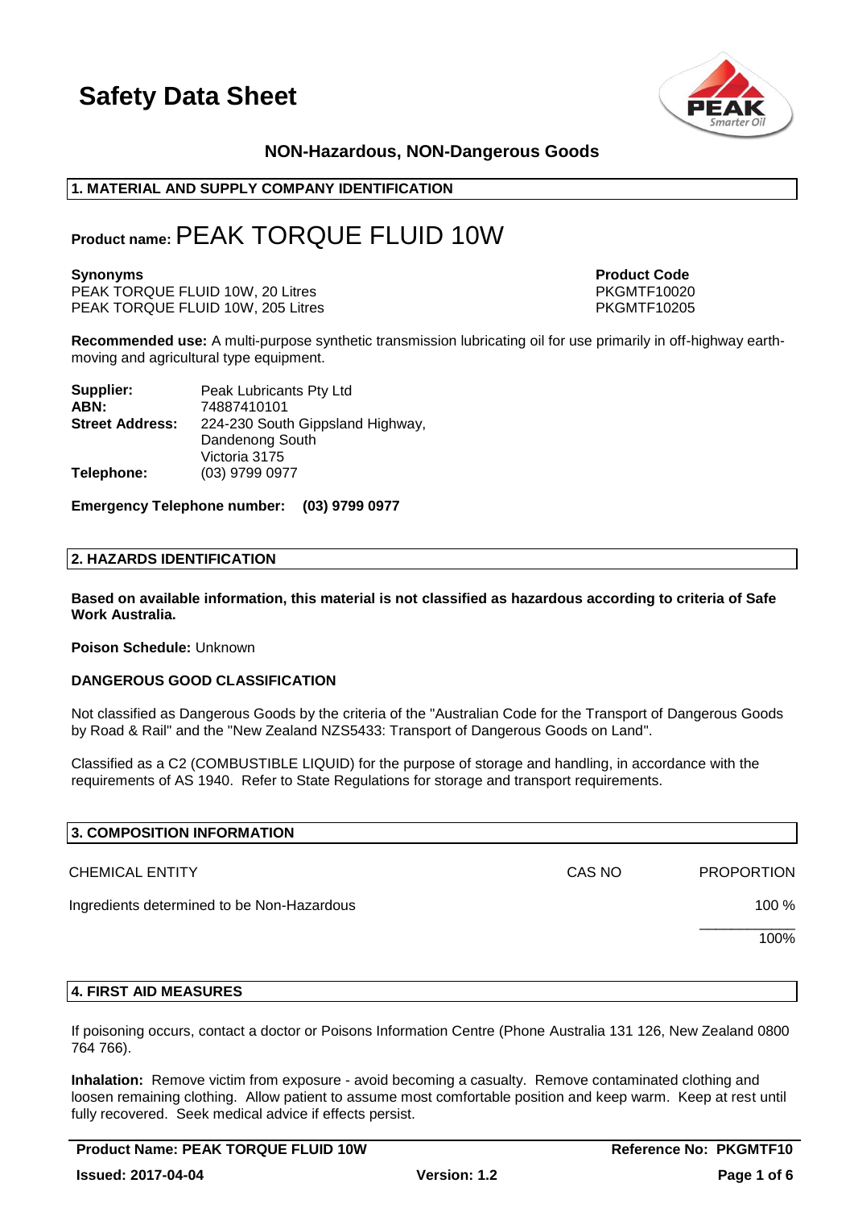# Safety Data Sheet

**NON-Hazardous, NON-Dangerous Goods**

## 1. MATERIAL AND SUPPLY COMPANY IDENTIFICATION

**Product name:** PEAK TORQUE FLUID 10W

| **Synonyms** | **Product Code** |
|---|---|
| PEAK TORQUE FLUID 10W, 20 Litres | PKGMTF10020 |
| PEAK TORQUE FLUID 10W, 205 Litres | PKGMTF10205 |

**Recommended use:** A multi-purpose synthetic transmission lubricating oil for use primarily in off-highway earth-moving and agricultural type equipment.

**Supplier:** Peak Lubricants Pty Ltd
**ABN:** 74887410101
**Street Address:** 224-230 South Gippsland Highway, Dandenong South Victoria 3175
**Telephone:** (03) 9799 0977

**Emergency Telephone number: (03) 9799 0977**

## 2. HAZARDS IDENTIFICATION

**Based on available information, this material is not classified as hazardous according to criteria of Safe Work Australia.**

**Poison Schedule:** Unknown

**DANGEROUS GOOD CLASSIFICATION**

Not classified as Dangerous Goods by the criteria of the "Australian Code for the Transport of Dangerous Goods by Road & Rail" and the "New Zealand NZS5433: Transport of Dangerous Goods on Land".

Classified as a C2 (COMBUSTIBLE LIQUID) for the purpose of storage and handling, in accordance with the requirements of AS 1940. Refer to State Regulations for storage and transport requirements.

## 3. COMPOSITION INFORMATION

| CHEMICAL ENTITY | CAS NO | PROPORTION |
|---|---|---|
| Ingredients determined to be Non-Hazardous | | 100 % |
| | | 100% |

## 4. FIRST AID MEASURES

If poisoning occurs, contact a doctor or Poisons Information Centre (Phone Australia 131 126, New Zealand 0800 764 766).

**Inhalation:** Remove victim from exposure - avoid becoming a casualty. Remove contaminated clothing and loosen remaining clothing. Allow patient to assume most comfortable position and keep warm. Keep at rest until fully recovered. Seek medical advice if effects persist.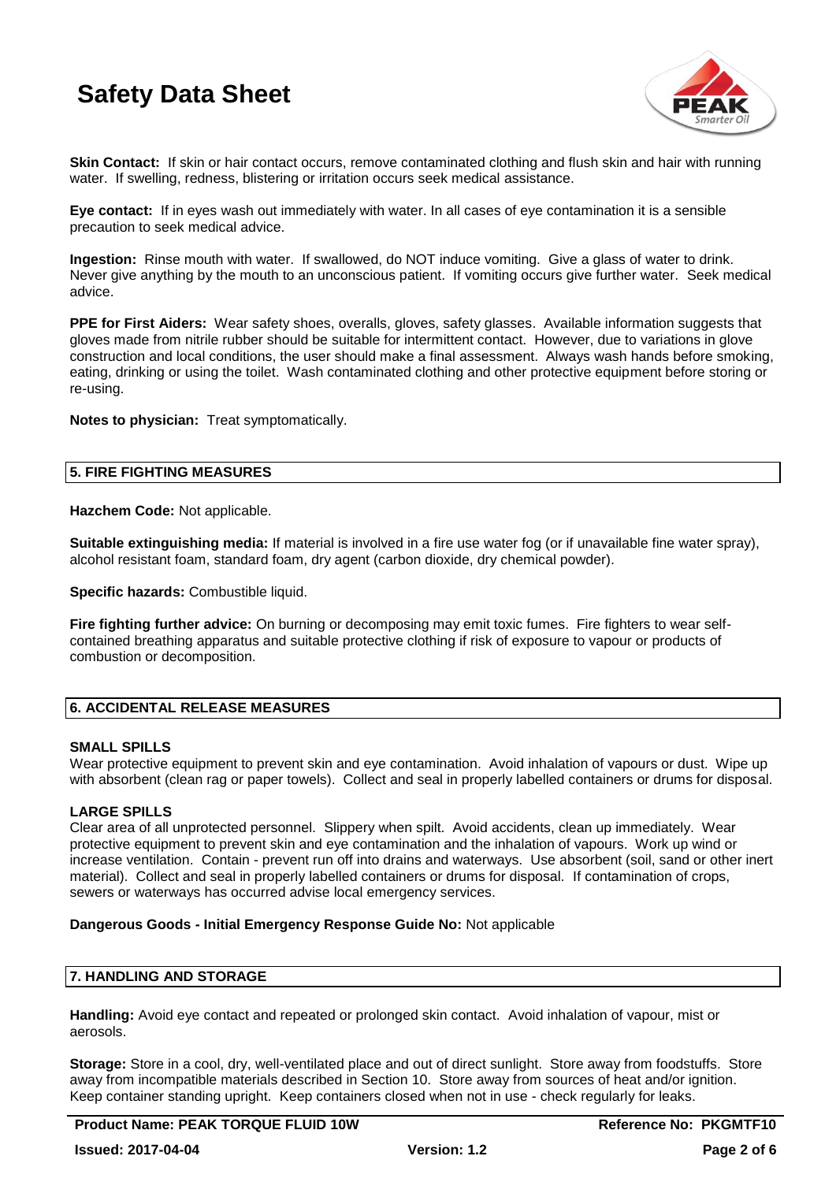**Skin Contact:** If skin or hair contact occurs, remove contaminated clothing and flush skin and hair with running water. If swelling, redness, blistering or irritation occurs seek medical assistance.

**Eye contact:** If in eyes wash out immediately with water. In all cases of eye contamination it is a sensible precaution to seek medical advice.

**Ingestion:** Rinse mouth with water. If swallowed, do NOT induce vomiting. Give a glass of water to drink. Never give anything by the mouth to an unconscious patient. If vomiting occurs give further water. Seek medical advice.

**PPE for First Aiders:** Wear safety shoes, overalls, gloves, safety glasses. Available information suggests that gloves made from nitrile rubber should be suitable for intermittent contact. However, due to variations in glove construction and local conditions, the user should make a final assessment. Always wash hands before smoking, eating, drinking or using the toilet. Wash contaminated clothing and other protective equipment before storing or re-using.

**Notes to physician:** Treat symptomatically.

## 5. FIRE FIGHTING MEASURES

**Hazchem Code:** Not applicable.

**Suitable extinguishing media:** If material is involved in a fire use water fog (or if unavailable fine water spray), alcohol resistant foam, standard foam, dry agent (carbon dioxide, dry chemical powder).

**Specific hazards:** Combustible liquid.

**Fire fighting further advice:** On burning or decomposing may emit toxic fumes. Fire fighters to wear self-contained breathing apparatus and suitable protective clothing if risk of exposure to vapour or products of combustion or decomposition.

## 6. ACCIDENTAL RELEASE MEASURES

### SMALL SPILLS

Wear protective equipment to prevent skin and eye contamination. Avoid inhalation of vapours or dust. Wipe up with absorbent (clean rag or paper towels). Collect and seal in properly labelled containers or drums for disposal.

### LARGE SPILLS

Clear area of all unprotected personnel. Slippery when spilt. Avoid accidents, clean up immediately. Wear protective equipment to prevent skin and eye contamination and the inhalation of vapours. Work up wind or increase ventilation. Contain - prevent run off into drains and waterways. Use absorbent (soil, sand or other inert material). Collect and seal in properly labelled containers or drums for disposal. If contamination of crops, sewers or waterways has occurred advise local emergency services.

**Dangerous Goods - Initial Emergency Response Guide No:** Not applicable

## 7. HANDLING AND STORAGE

**Handling:** Avoid eye contact and repeated or prolonged skin contact. Avoid inhalation of vapour, mist or aerosols.

**Storage:** Store in a cool, dry, well-ventilated place and out of direct sunlight. Store away from foodstuffs. Store away from incompatible materials described in Section 10. Store away from sources of heat and/or ignition. Keep container standing upright. Keep containers closed when not in use - check regularly for leaks.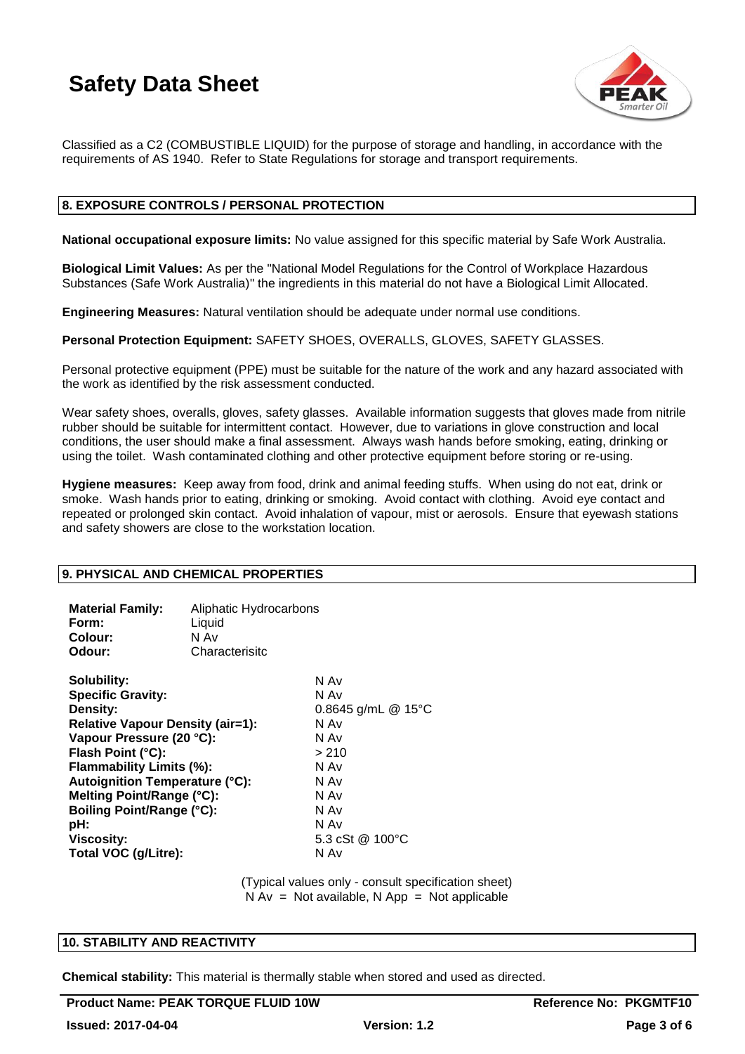Classified as a C2 (COMBUSTIBLE LIQUID) for the purpose of storage and handling, in accordance with the requirements of AS 1940. Refer to State Regulations for storage and transport requirements.

## 8. EXPOSURE CONTROLS / PERSONAL PROTECTION

**National occupational exposure limits:** No value assigned for this specific material by Safe Work Australia.

**Biological Limit Values:** As per the "National Model Regulations for the Control of Workplace Hazardous Substances (Safe Work Australia)" the ingredients in this material do not have a Biological Limit Allocated.

**Engineering Measures:** Natural ventilation should be adequate under normal use conditions.

**Personal Protection Equipment:** SAFETY SHOES, OVERALLS, GLOVES, SAFETY GLASSES.

Personal protective equipment (PPE) must be suitable for the nature of the work and any hazard associated with the work as identified by the risk assessment conducted.

Wear safety shoes, overalls, gloves, safety glasses. Available information suggests that gloves made from nitrile rubber should be suitable for intermittent contact. However, due to variations in glove construction and local conditions, the user should make a final assessment. Always wash hands before smoking, eating, drinking or using the toilet. Wash contaminated clothing and other protective equipment before storing or re-using.

**Hygiene measures:** Keep away from food, drink and animal feeding stuffs. When using do not eat, drink or smoke. Wash hands prior to eating, drinking or smoking. Avoid contact with clothing. Avoid eye contact and repeated or prolonged skin contact. Avoid inhalation of vapour, mist or aerosols. Ensure that eyewash stations and safety showers are close to the workstation location.

## 9. PHYSICAL AND CHEMICAL PROPERTIES

**Material Family:** Aliphatic Hydrocarbons
**Form:** Liquid
**Colour:** N Av
**Odour:** Characterisitc

| Property | Value |
|---|---|
| **Solubility:** | N Av |
| **Specific Gravity:** | N Av |
| **Density:** | 0.8645 g/mL @ 15°C |
| **Relative Vapour Density (air=1):** | N Av |
| **Vapour Pressure (20 °C):** | N Av |
| **Flash Point (°C):** | > 210 |
| **Flammability Limits (%):** | N Av |
| **Autoignition Temperature (°C):** | N Av |
| **Melting Point/Range (°C):** | N Av |
| **Boiling Point/Range (°C):** | N Av |
| **pH:** | N Av |
| **Viscosity:** | 5.3 cSt @ 100°C |
| **Total VOC (g/Litre):** | N Av |

(Typical values only - consult specification sheet)
N Av = Not available, N App = Not applicable

## 10. STABILITY AND REACTIVITY

**Chemical stability:** This material is thermally stable when stored and used as directed.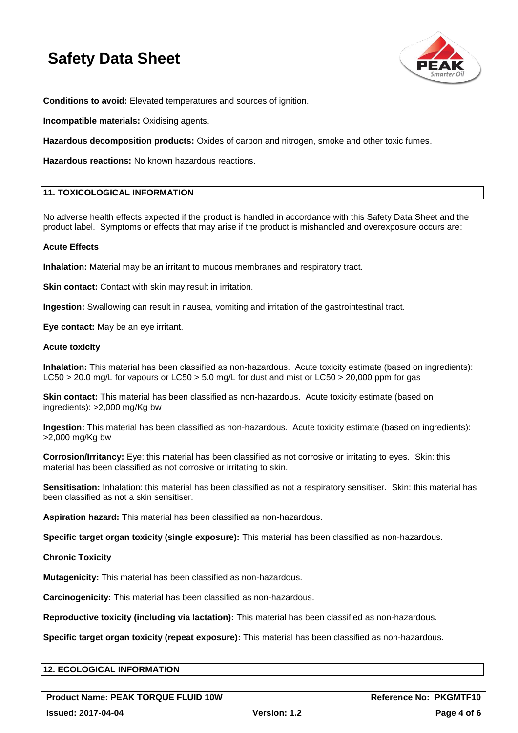**Conditions to avoid:** Elevated temperatures and sources of ignition.

**Incompatible materials:** Oxidising agents.

**Hazardous decomposition products:** Oxides of carbon and nitrogen, smoke and other toxic fumes.

**Hazardous reactions:** No known hazardous reactions.

## 11. TOXICOLOGICAL INFORMATION

No adverse health effects expected if the product is handled in accordance with this Safety Data Sheet and the product label. Symptoms or effects that may arise if the product is mishandled and overexposure occurs are:

### Acute Effects

**Inhalation:** Material may be an irritant to mucous membranes and respiratory tract.

**Skin contact:** Contact with skin may result in irritation.

**Ingestion:** Swallowing can result in nausea, vomiting and irritation of the gastrointestinal tract.

**Eye contact:** May be an eye irritant.

### Acute toxicity

**Inhalation:** This material has been classified as non-hazardous. Acute toxicity estimate (based on ingredients): LC50 > 20.0 mg/L for vapours or LC50 > 5.0 mg/L for dust and mist or LC50 > 20,000 ppm for gas

**Skin contact:** This material has been classified as non-hazardous. Acute toxicity estimate (based on ingredients): >2,000 mg/Kg bw

**Ingestion:** This material has been classified as non-hazardous. Acute toxicity estimate (based on ingredients): >2,000 mg/Kg bw

**Corrosion/Irritancy:** Eye: this material has been classified as not corrosive or irritating to eyes. Skin: this material has been classified as not corrosive or irritating to skin.

**Sensitisation:** Inhalation: this material has been classified as not a respiratory sensitiser. Skin: this material has been classified as not a skin sensitiser.

**Aspiration hazard:** This material has been classified as non-hazardous.

**Specific target organ toxicity (single exposure):** This material has been classified as non-hazardous.

### Chronic Toxicity

**Mutagenicity:** This material has been classified as non-hazardous.

**Carcinogenicity:** This material has been classified as non-hazardous.

**Reproductive toxicity (including via lactation):** This material has been classified as non-hazardous.

**Specific target organ toxicity (repeat exposure):** This material has been classified as non-hazardous.

## 12. ECOLOGICAL INFORMATION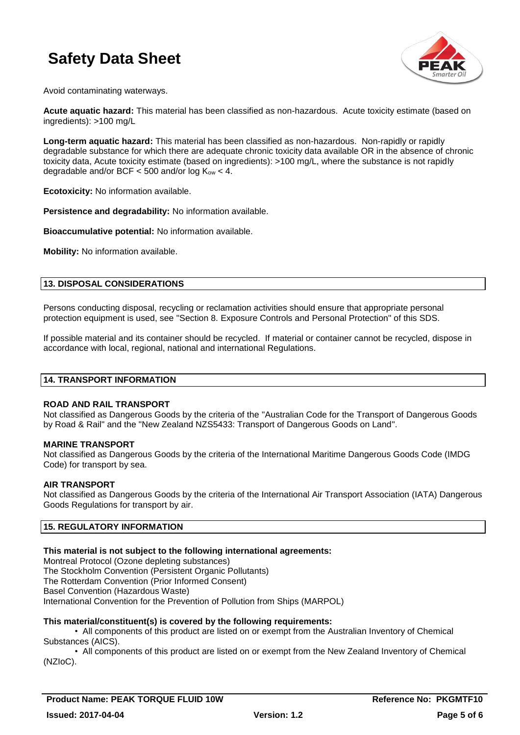Avoid contaminating waterways.

**Acute aquatic hazard:** This material has been classified as non-hazardous. Acute toxicity estimate (based on ingredients): >100 mg/L

**Long-term aquatic hazard:** This material has been classified as non-hazardous. Non-rapidly or rapidly degradable substance for which there are adequate chronic toxicity data available OR in the absence of chronic toxicity data, Acute toxicity estimate (based on ingredients): >100 mg/L, where the substance is not rapidly degradable and/or BCF < 500 and/or log $K_{ow}$ < 4.

**Ecotoxicity:** No information available.

**Persistence and degradability:** No information available.

**Bioaccumulative potential:** No information available.

**Mobility:** No information available.

## 13. DISPOSAL CONSIDERATIONS

Persons conducting disposal, recycling or reclamation activities should ensure that appropriate personal protection equipment is used, see "Section 8. Exposure Controls and Personal Protection" of this SDS.

If possible material and its container should be recycled. If material or container cannot be recycled, dispose in accordance with local, regional, national and international Regulations.

## 14. TRANSPORT INFORMATION

**ROAD AND RAIL TRANSPORT**
Not classified as Dangerous Goods by the criteria of the "Australian Code for the Transport of Dangerous Goods by Road & Rail" and the "New Zealand NZS5433: Transport of Dangerous Goods on Land".

**MARINE TRANSPORT**
Not classified as Dangerous Goods by the criteria of the International Maritime Dangerous Goods Code (IMDG Code) for transport by sea.

**AIR TRANSPORT**
Not classified as Dangerous Goods by the criteria of the International Air Transport Association (IATA) Dangerous Goods Regulations for transport by air.

## 15. REGULATORY INFORMATION

**This material is not subject to the following international agreements:**
Montreal Protocol (Ozone depleting substances)
The Stockholm Convention (Persistent Organic Pollutants)
The Rotterdam Convention (Prior Informed Consent)
Basel Convention (Hazardous Waste)
International Convention for the Prevention of Pollution from Ships (MARPOL)

**This material/constituent(s) is covered by the following requirements:**

- All components of this product are listed on or exempt from the Australian Inventory of Chemical Substances (AICS).
- All components of this product are listed on or exempt from the New Zealand Inventory of Chemical (NZIoC).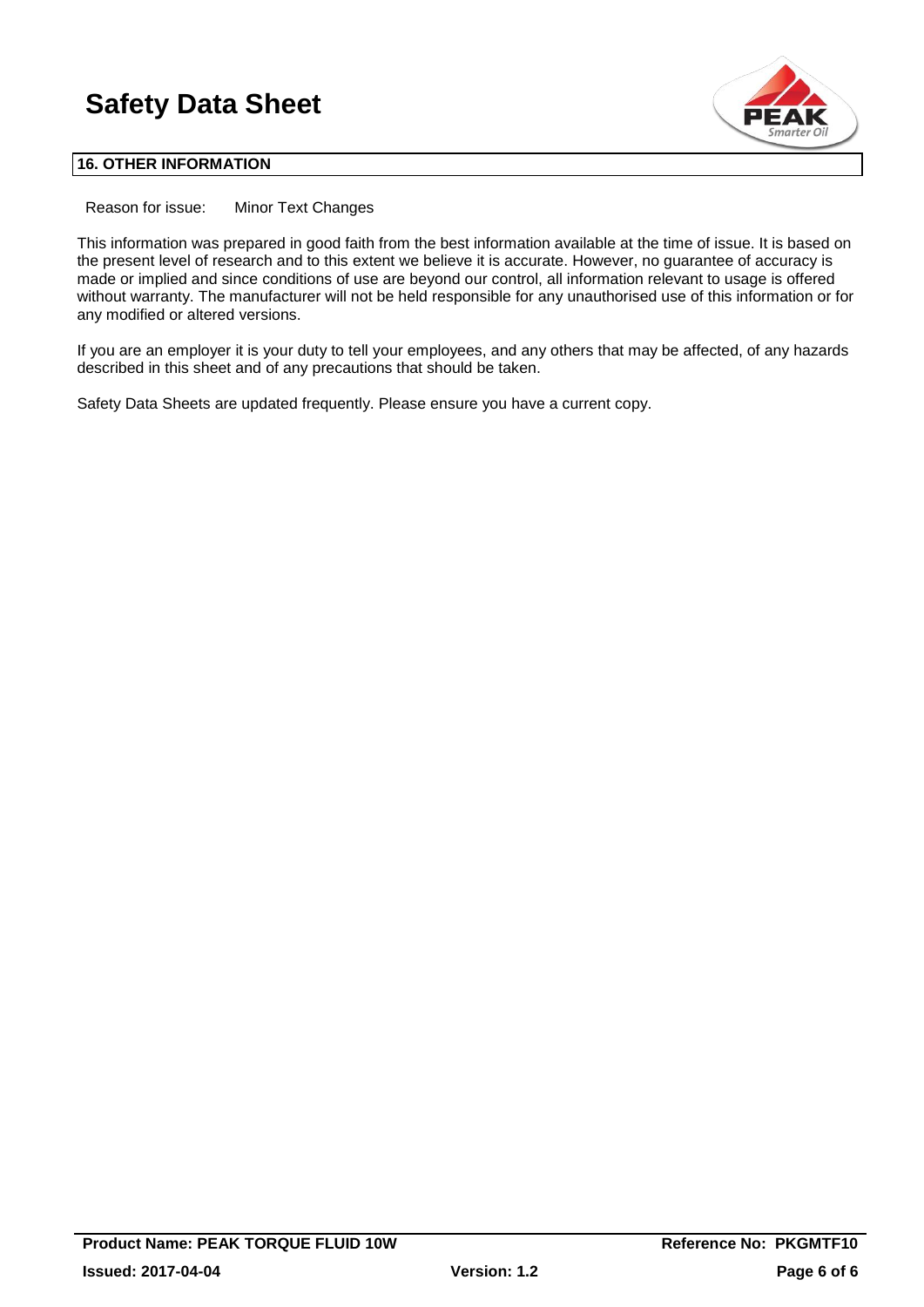## 16. OTHER INFORMATION

Reason for issue: Minor Text Changes

This information was prepared in good faith from the best information available at the time of issue. It is based on the present level of research and to this extent we believe it is accurate. However, no guarantee of accuracy is made or implied and since conditions of use are beyond our control, all information relevant to usage is offered without warranty. The manufacturer will not be held responsible for any unauthorised use of this information or for any modified or altered versions.

If you are an employer it is your duty to tell your employees, and any others that may be affected, of any hazards described in this sheet and of any precautions that should be taken.

Safety Data Sheets are updated frequently. Please ensure you have a current copy.